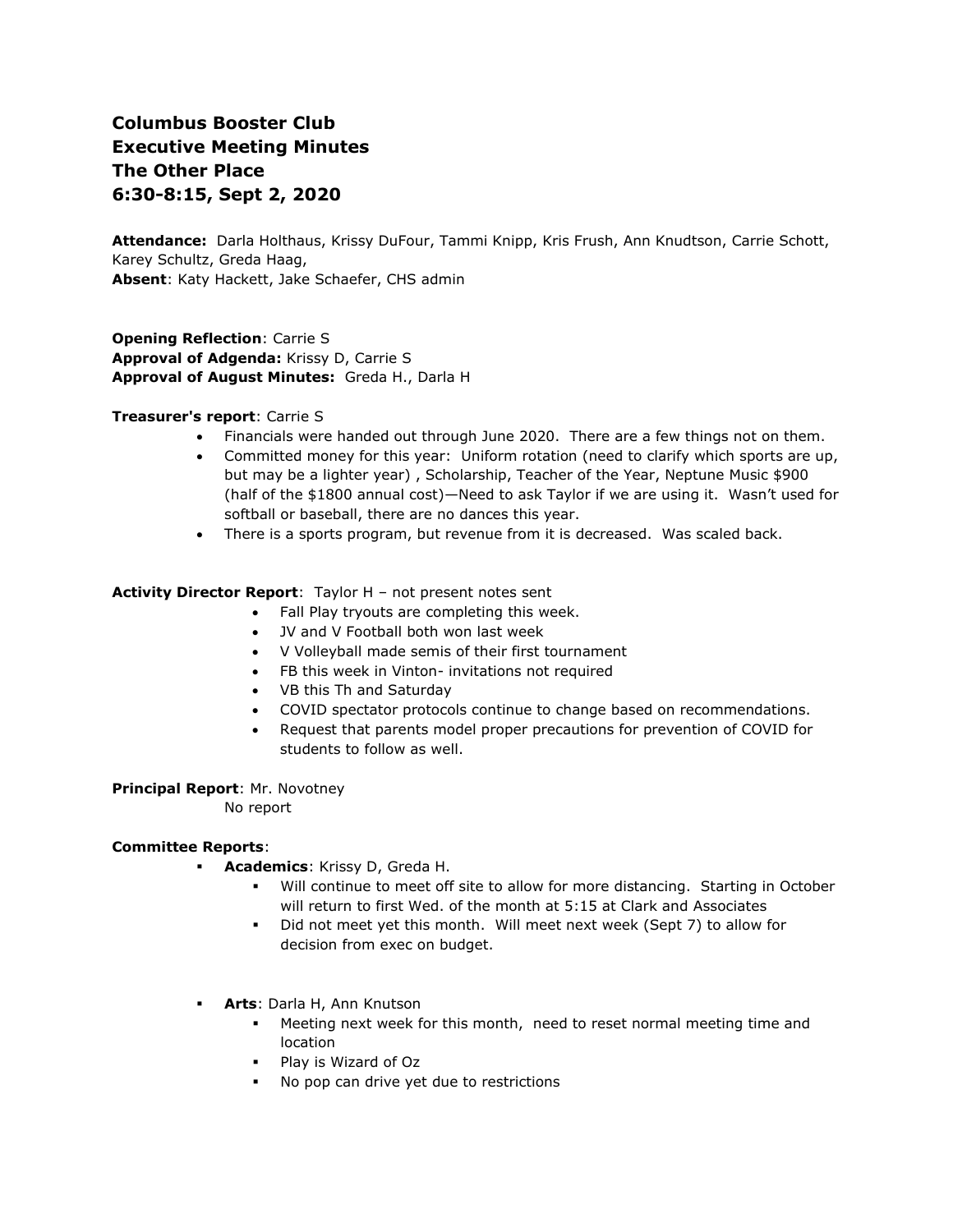**Columbus Booster Club**
**Executive Meeting Minutes**
**The Other Place**
**6:30-8:15, Sept 2, 2020**

**Attendance:** Darla Holthaus, Krissy DuFour, Tammi Knipp, Kris Frush, Ann Knudtson, Carrie Schott, Karey Schultz, Greda Haag,
**Absent**: Katy Hackett, Jake Schaefer, CHS admin

**Opening Reflection**: Carrie S
**Approval of Adgenda:** Krissy D, Carrie S
**Approval of August Minutes:** Greda H., Darla H

**Treasurer's report**: Carrie S

- Financials were handed out through June 2020. There are a few things not on them.
- Committed money for this year: Uniform rotation (need to clarify which sports are up, but may be a lighter year) , Scholarship, Teacher of the Year, Neptune Music $900 (half of the $1800 annual cost)—Need to ask Taylor if we are using it. Wasn't used for softball or baseball, there are no dances this year.
- There is a sports program, but revenue from it is decreased. Was scaled back.

**Activity Director Report**: Taylor H – not present notes sent

- Fall Play tryouts are completing this week.
- JV and V Football both won last week
- V Volleyball made semis of their first tournament
- FB this week in Vinton- invitations not required
- VB this Th and Saturday
- COVID spectator protocols continue to change based on recommendations.
- Request that parents model proper precautions for prevention of COVID for students to follow as well.

**Principal Report**: Mr. Novotney
No report

**Committee Reports**:

- **Academics**: Krissy D, Greda H.
  - Will continue to meet off site to allow for more distancing. Starting in October will return to first Wed. of the month at 5:15 at Clark and Associates
  - Did not meet yet this month. Will meet next week (Sept 7) to allow for decision from exec on budget.

- **Arts**: Darla H, Ann Knutson
  - Meeting next week for this month, need to reset normal meeting time and location
  - Play is Wizard of Oz
  - No pop can drive yet due to restrictions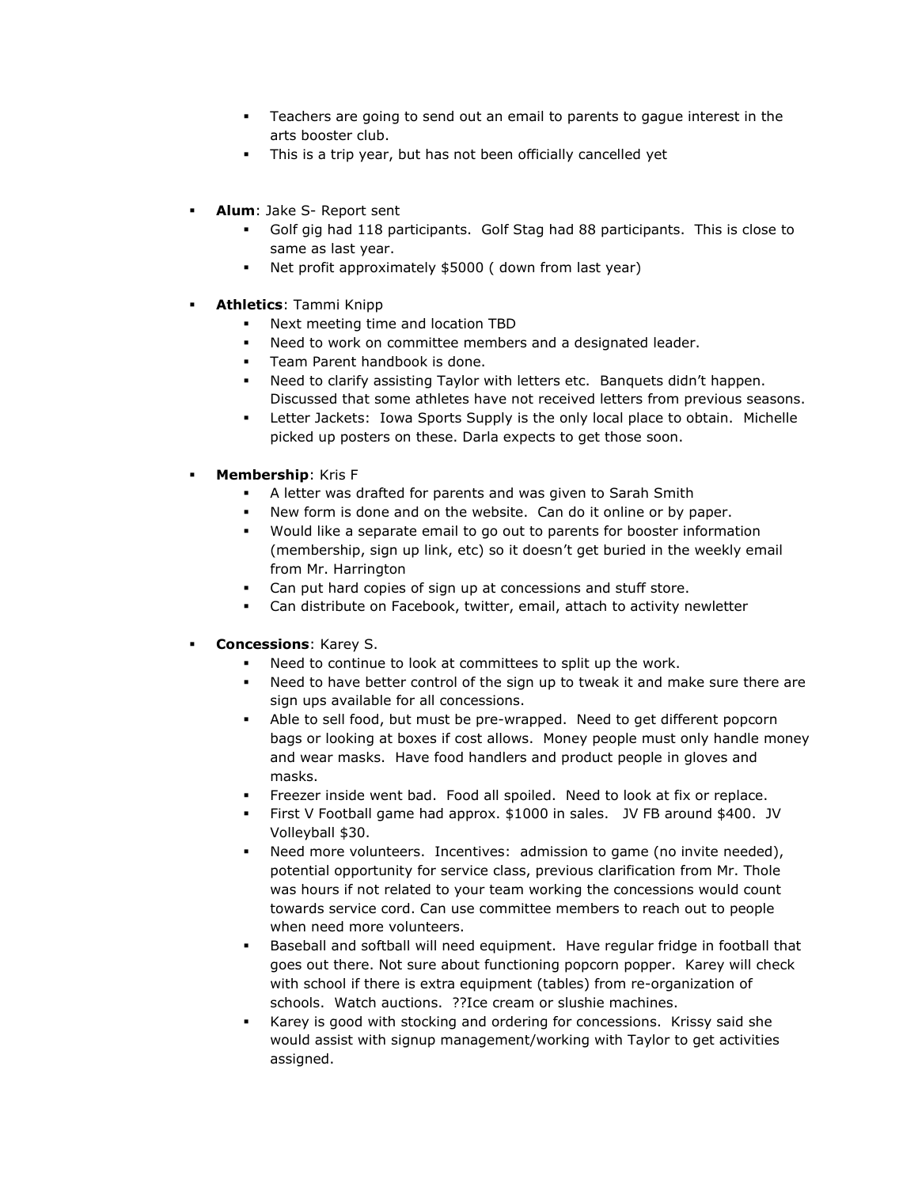- Teachers are going to send out an email to parents to gague interest in the arts booster club.
  - This is a trip year, but has not been officially cancelled yet

- **Alum**: Jake S- Report sent
  - Golf gig had 118 participants. Golf Stag had 88 participants. This is close to same as last year.
  - Net profit approximately $5000 ( down from last year)

- **Athletics**: Tammi Knipp
  - Next meeting time and location TBD
  - Need to work on committee members and a designated leader.
  - Team Parent handbook is done.
  - Need to clarify assisting Taylor with letters etc. Banquets didn't happen. Discussed that some athletes have not received letters from previous seasons.
  - Letter Jackets: Iowa Sports Supply is the only local place to obtain. Michelle picked up posters on these. Darla expects to get those soon.

- **Membership**: Kris F
  - A letter was drafted for parents and was given to Sarah Smith
  - New form is done and on the website. Can do it online or by paper.
  - Would like a separate email to go out to parents for booster information (membership, sign up link, etc) so it doesn't get buried in the weekly email from Mr. Harrington
  - Can put hard copies of sign up at concessions and stuff store.
  - Can distribute on Facebook, twitter, email, attach to activity newletter

- **Concessions**: Karey S.
  - Need to continue to look at committees to split up the work.
  - Need to have better control of the sign up to tweak it and make sure there are sign ups available for all concessions.
  - Able to sell food, but must be pre-wrapped. Need to get different popcorn bags or looking at boxes if cost allows. Money people must only handle money and wear masks. Have food handlers and product people in gloves and masks.
  - Freezer inside went bad. Food all spoiled. Need to look at fix or replace.
  - First V Football game had approx. $1000 in sales. JV FB around $400. JV Volleyball $30.
  - Need more volunteers. Incentives: admission to game (no invite needed), potential opportunity for service class, previous clarification from Mr. Thole was hours if not related to your team working the concessions would count towards service cord. Can use committee members to reach out to people when need more volunteers.
  - Baseball and softball will need equipment. Have regular fridge in football that goes out there. Not sure about functioning popcorn popper. Karey will check with school if there is extra equipment (tables) from re-organization of schools. Watch auctions. ??Ice cream or slushie machines.
  - Karey is good with stocking and ordering for concessions. Krissy said she would assist with signup management/working with Taylor to get activities assigned.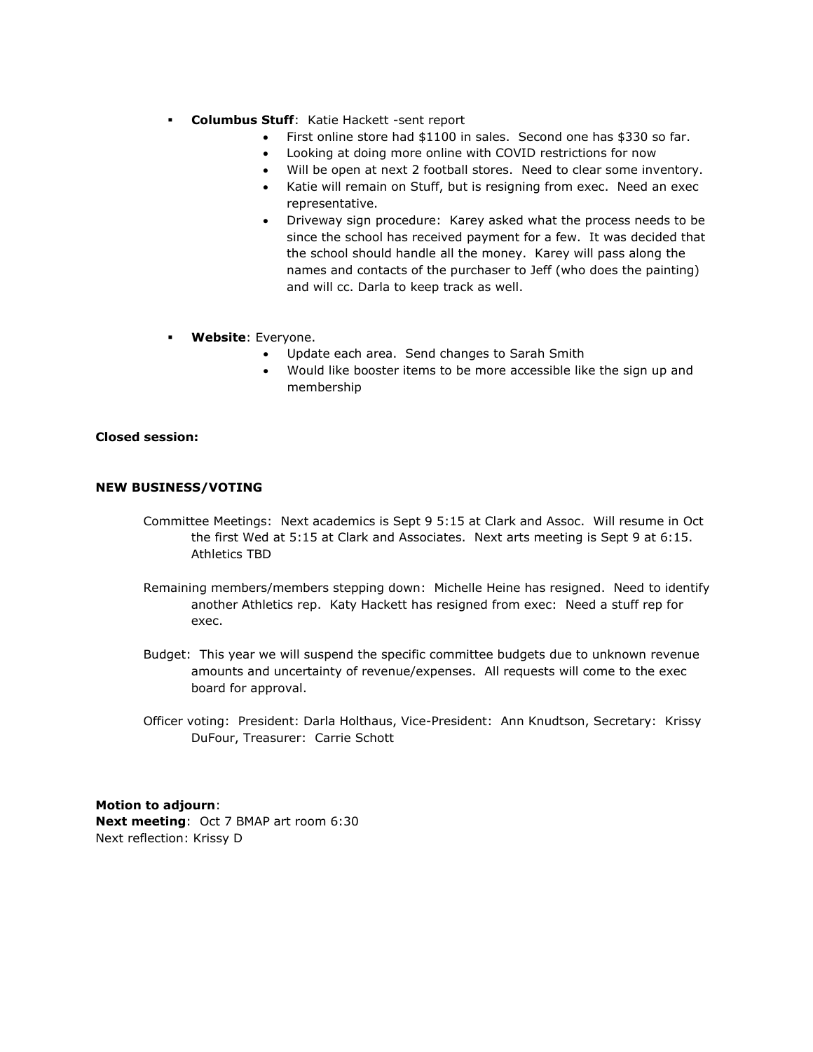- **Columbus Stuff**: Katie Hackett -sent report
  - First online store had $1100 in sales. Second one has $330 so far.
  - Looking at doing more online with COVID restrictions for now
  - Will be open at next 2 football stores. Need to clear some inventory.
  - Katie will remain on Stuff, but is resigning from exec. Need an exec representative.
  - Driveway sign procedure: Karey asked what the process needs to be since the school has received payment for a few. It was decided that the school should handle all the money. Karey will pass along the names and contacts of the purchaser to Jeff (who does the painting) and will cc. Darla to keep track as well.

- **Website**: Everyone.
  - Update each area. Send changes to Sarah Smith
  - Would like booster items to be more accessible like the sign up and membership

**Closed session:**

**NEW BUSINESS/VOTING**

Committee Meetings: Next academics is Sept 9 5:15 at Clark and Assoc. Will resume in Oct the first Wed at 5:15 at Clark and Associates. Next arts meeting is Sept 9 at 6:15. Athletics TBD

Remaining members/members stepping down: Michelle Heine has resigned. Need to identify another Athletics rep. Katy Hackett has resigned from exec: Need a stuff rep for exec.

Budget: This year we will suspend the specific committee budgets due to unknown revenue amounts and uncertainty of revenue/expenses. All requests will come to the exec board for approval.

Officer voting: President: Darla Holthaus, Vice-President: Ann Knudtson, Secretary: Krissy DuFour, Treasurer: Carrie Schott

**Motion to adjourn**:
**Next meeting**: Oct 7 BMAP art room 6:30
Next reflection: Krissy D